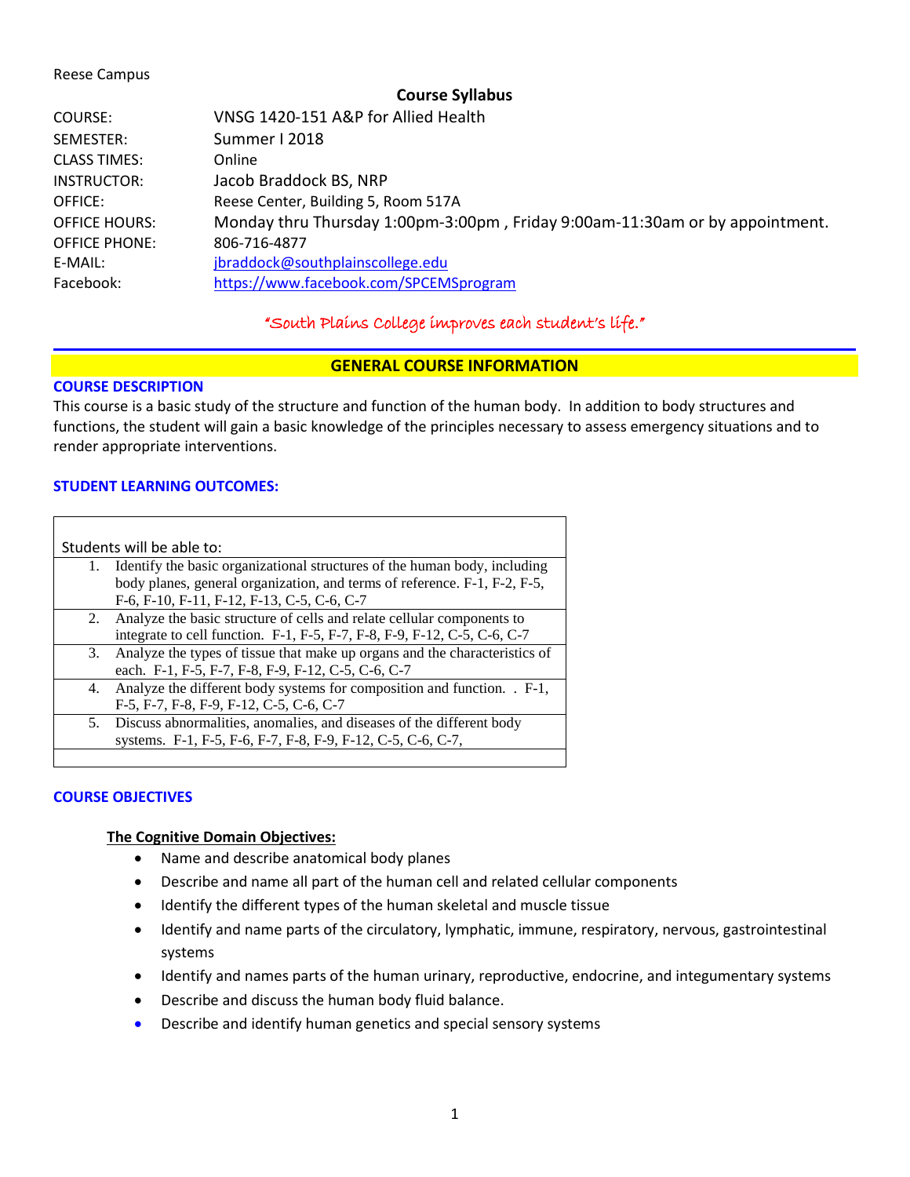Reese Campus

## Course Syllabus

| | |
|---|---|
| COURSE: | VNSG 1420-151 A&P for Allied Health |
| SEMESTER: | Summer I 2018 |
| CLASS TIMES: | Online |
| INSTRUCTOR: | Jacob Braddock BS, NRP |
| OFFICE: | Reese Center, Building 5, Room 517A |
| OFFICE HOURS: | Monday thru Thursday 1:00pm-3:00pm , Friday 9:00am-11:30am or by appointment. |
| OFFICE PHONE: | 806-716-4877 |
| E-MAIL: | jbraddock@southplainscollege.edu |
| Facebook: | https://www.facebook.com/SPCEMSprogram |

*"South Plains College improves each student's life."*

## GENERAL COURSE INFORMATION

### COURSE DESCRIPTION

This course is a basic study of the structure and function of the human body. In addition to body structures and functions, the student will gain a basic knowledge of the principles necessary to assess emergency situations and to render appropriate interventions.

### STUDENT LEARNING OUTCOMES:

Students will be able to:

1. Identify the basic organizational structures of the human body, including body planes, general organization, and terms of reference. F-1, F-2, F-5, F-6, F-10, F-11, F-12, F-13, C-5, C-6, C-7
2. Analyze the basic structure of cells and relate cellular components to integrate to cell function. F-1, F-5, F-7, F-8, F-9, F-12, C-5, C-6, C-7
3. Analyze the types of tissue that make up organs and the characteristics of each. F-1, F-5, F-7, F-8, F-9, F-12, C-5, C-6, C-7
4. Analyze the different body systems for composition and function. . F-1, F-5, F-7, F-8, F-9, F-12, C-5, C-6, C-7
5. Discuss abnormalities, anomalies, and diseases of the different body systems. F-1, F-5, F-6, F-7, F-8, F-9, F-12, C-5, C-6, C-7,

### COURSE OBJECTIVES

**The Cognitive Domain Objectives:**

- Name and describe anatomical body planes
- Describe and name all part of the human cell and related cellular components
- Identify the different types of the human skeletal and muscle tissue
- Identify and name parts of the circulatory, lymphatic, immune, respiratory, nervous, gastrointestinal systems
- Identify and names parts of the human urinary, reproductive, endocrine, and integumentary systems
- Describe and discuss the human body fluid balance.
- Describe and identify human genetics and special sensory systems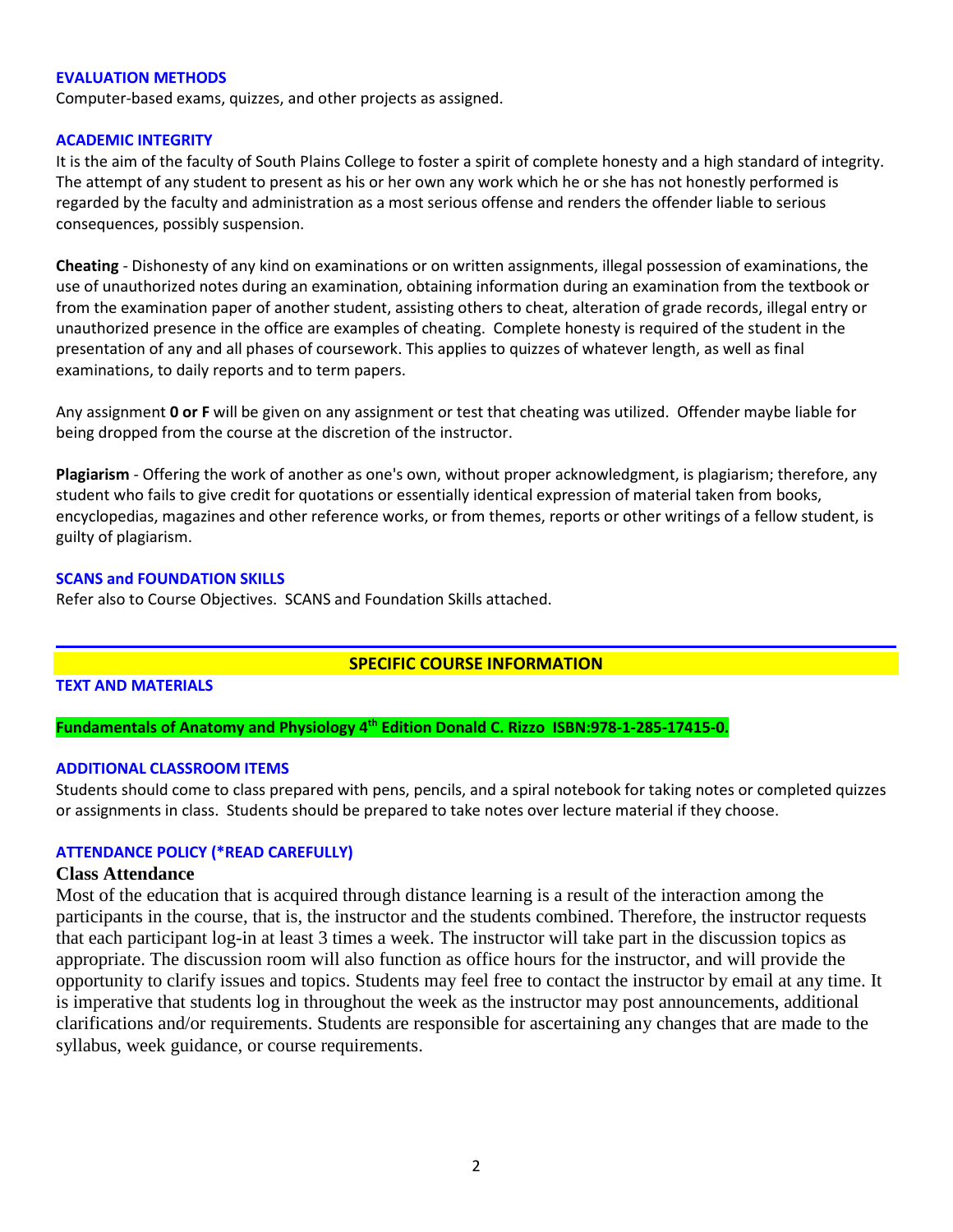## EVALUATION METHODS

Computer-based exams, quizzes, and other projects as assigned.

## ACADEMIC INTEGRITY

It is the aim of the faculty of South Plains College to foster a spirit of complete honesty and a high standard of integrity. The attempt of any student to present as his or her own any work which he or she has not honestly performed is regarded by the faculty and administration as a most serious offense and renders the offender liable to serious consequences, possibly suspension.

**Cheating** - Dishonesty of any kind on examinations or on written assignments, illegal possession of examinations, the use of unauthorized notes during an examination, obtaining information during an examination from the textbook or from the examination paper of another student, assisting others to cheat, alteration of grade records, illegal entry or unauthorized presence in the office are examples of cheating. Complete honesty is required of the student in the presentation of any and all phases of coursework. This applies to quizzes of whatever length, as well as final examinations, to daily reports and to term papers.

Any assignment **0 or F** will be given on any assignment or test that cheating was utilized. Offender maybe liable for being dropped from the course at the discretion of the instructor.

**Plagiarism** - Offering the work of another as one's own, without proper acknowledgment, is plagiarism; therefore, any student who fails to give credit for quotations or essentially identical expression of material taken from books, encyclopedias, magazines and other reference works, or from themes, reports or other writings of a fellow student, is guilty of plagiarism.

## SCANS and FOUNDATION SKILLS

Refer also to Course Objectives. SCANS and Foundation Skills attached.

---

# SPECIFIC COURSE INFORMATION

## TEXT AND MATERIALS

**Fundamentals of Anatomy and Physiology 4th Edition Donald C. Rizzo ISBN:978-1-285-17415-0.**

## ADDITIONAL CLASSROOM ITEMS

Students should come to class prepared with pens, pencils, and a spiral notebook for taking notes or completed quizzes or assignments in class. Students should be prepared to take notes over lecture material if they choose.

## ATTENDANCE POLICY (*READ CAREFULLY)

### Class Attendance

Most of the education that is acquired through distance learning is a result of the interaction among the participants in the course, that is, the instructor and the students combined. Therefore, the instructor requests that each participant log-in at least 3 times a week. The instructor will take part in the discussion topics as appropriate. The discussion room will also function as office hours for the instructor, and will provide the opportunity to clarify issues and topics. Students may feel free to contact the instructor by email at any time. It is imperative that students log in throughout the week as the instructor may post announcements, additional clarifications and/or requirements. Students are responsible for ascertaining any changes that are made to the syllabus, week guidance, or course requirements.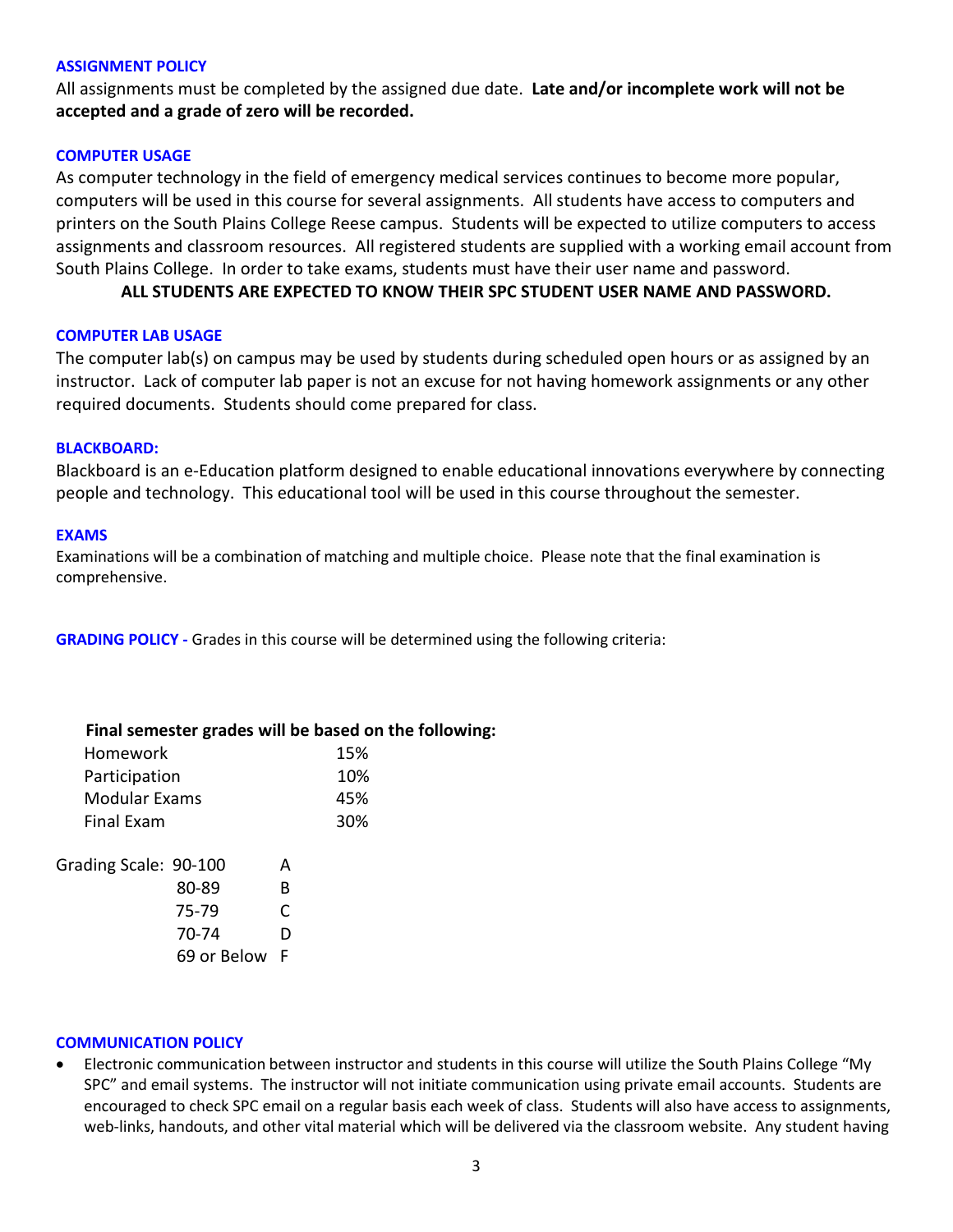### ASSIGNMENT POLICY

All assignments must be completed by the assigned due date. **Late and/or incomplete work will not be accepted and a grade of zero will be recorded.**

### COMPUTER USAGE

As computer technology in the field of emergency medical services continues to become more popular, computers will be used in this course for several assignments. All students have access to computers and printers on the South Plains College Reese campus. Students will be expected to utilize computers to access assignments and classroom resources. All registered students are supplied with a working email account from South Plains College. In order to take exams, students must have their user name and password.

**ALL STUDENTS ARE EXPECTED TO KNOW THEIR SPC STUDENT USER NAME AND PASSWORD.**

### COMPUTER LAB USAGE

The computer lab(s) on campus may be used by students during scheduled open hours or as assigned by an instructor. Lack of computer lab paper is not an excuse for not having homework assignments or any other required documents. Students should come prepared for class.

### BLACKBOARD:

Blackboard is an e-Education platform designed to enable educational innovations everywhere by connecting people and technology. This educational tool will be used in this course throughout the semester.

### EXAMS

Examinations will be a combination of matching and multiple choice. Please note that the final examination is comprehensive.

**GRADING POLICY -** Grades in this course will be determined using the following criteria:

**Final semester grades will be based on the following:**

| | |
|---|---|
| Homework | 15% |
| Participation | 10% |
| Modular Exams | 45% |
| Final Exam | 30% |

Grading Scale:

| | |
|---|---|
| 90-100 | A |
| 80-89 | B |
| 75-79 | C |
| 70-74 | D |
| 69 or Below | F |

### COMMUNICATION POLICY

- Electronic communication between instructor and students in this course will utilize the South Plains College "My SPC" and email systems. The instructor will not initiate communication using private email accounts. Students are encouraged to check SPC email on a regular basis each week of class. Students will also have access to assignments, web-links, handouts, and other vital material which will be delivered via the classroom website. Any student having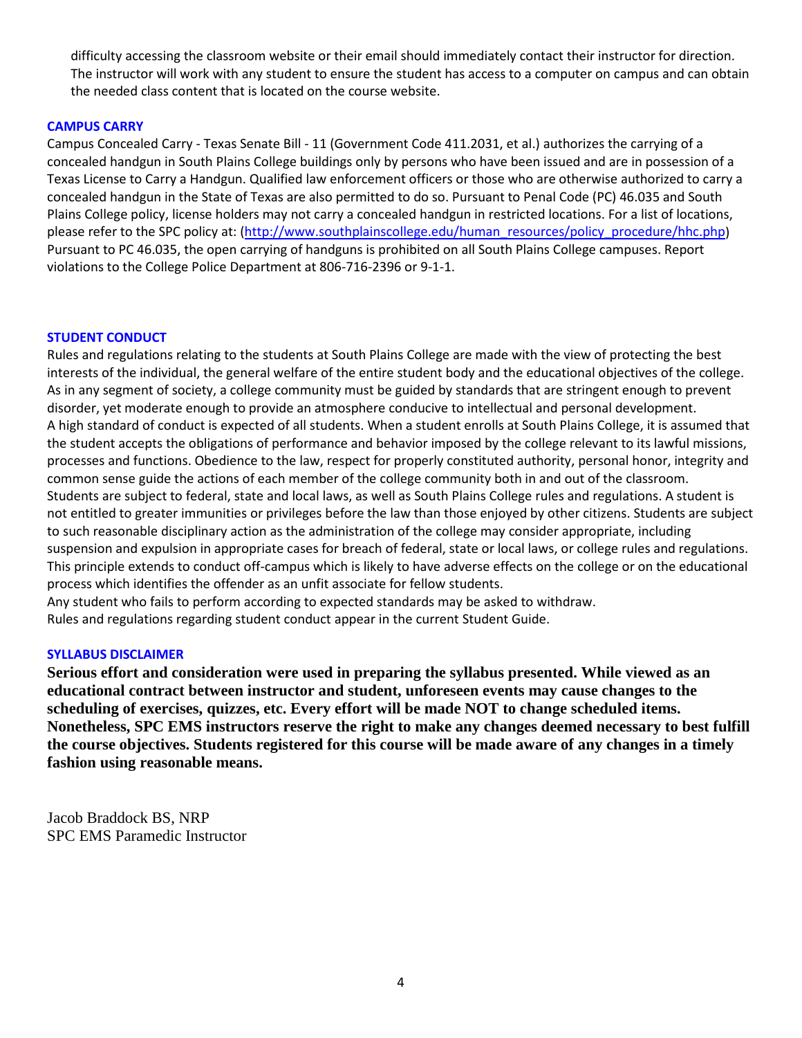difficulty accessing the classroom website or their email should immediately contact their instructor for direction. The instructor will work with any student to ensure the student has access to a computer on campus and can obtain the needed class content that is located on the course website.

## CAMPUS CARRY

Campus Concealed Carry - Texas Senate Bill - 11 (Government Code 411.2031, et al.) authorizes the carrying of a concealed handgun in South Plains College buildings only by persons who have been issued and are in possession of a Texas License to Carry a Handgun. Qualified law enforcement officers or those who are otherwise authorized to carry a concealed handgun in the State of Texas are also permitted to do so. Pursuant to Penal Code (PC) 46.035 and South Plains College policy, license holders may not carry a concealed handgun in restricted locations. For a list of locations, please refer to the SPC policy at: (http://www.southplainscollege.edu/human_resources/policy_procedure/hhc.php) Pursuant to PC 46.035, the open carrying of handguns is prohibited on all South Plains College campuses. Report violations to the College Police Department at 806-716-2396 or 9-1-1.

## STUDENT CONDUCT

Rules and regulations relating to the students at South Plains College are made with the view of protecting the best interests of the individual, the general welfare of the entire student body and the educational objectives of the college. As in any segment of society, a college community must be guided by standards that are stringent enough to prevent disorder, yet moderate enough to provide an atmosphere conducive to intellectual and personal development.
A high standard of conduct is expected of all students. When a student enrolls at South Plains College, it is assumed that the student accepts the obligations of performance and behavior imposed by the college relevant to its lawful missions, processes and functions. Obedience to the law, respect for properly constituted authority, personal honor, integrity and common sense guide the actions of each member of the college community both in and out of the classroom.
Students are subject to federal, state and local laws, as well as South Plains College rules and regulations. A student is not entitled to greater immunities or privileges before the law than those enjoyed by other citizens. Students are subject to such reasonable disciplinary action as the administration of the college may consider appropriate, including suspension and expulsion in appropriate cases for breach of federal, state or local laws, or college rules and regulations. This principle extends to conduct off-campus which is likely to have adverse effects on the college or on the educational process which identifies the offender as an unfit associate for fellow students.
Any student who fails to perform according to expected standards may be asked to withdraw.
Rules and regulations regarding student conduct appear in the current Student Guide.

## SYLLABUS DISCLAIMER

**Serious effort and consideration were used in preparing the syllabus presented. While viewed as an educational contract between instructor and student, unforeseen events may cause changes to the scheduling of exercises, quizzes, etc. Every effort will be made NOT to change scheduled items. Nonetheless, SPC EMS instructors reserve the right to make any changes deemed necessary to best fulfill the course objectives. Students registered for this course will be made aware of any changes in a timely fashion using reasonable means.**

Jacob Braddock BS, NRP
SPC EMS Paramedic Instructor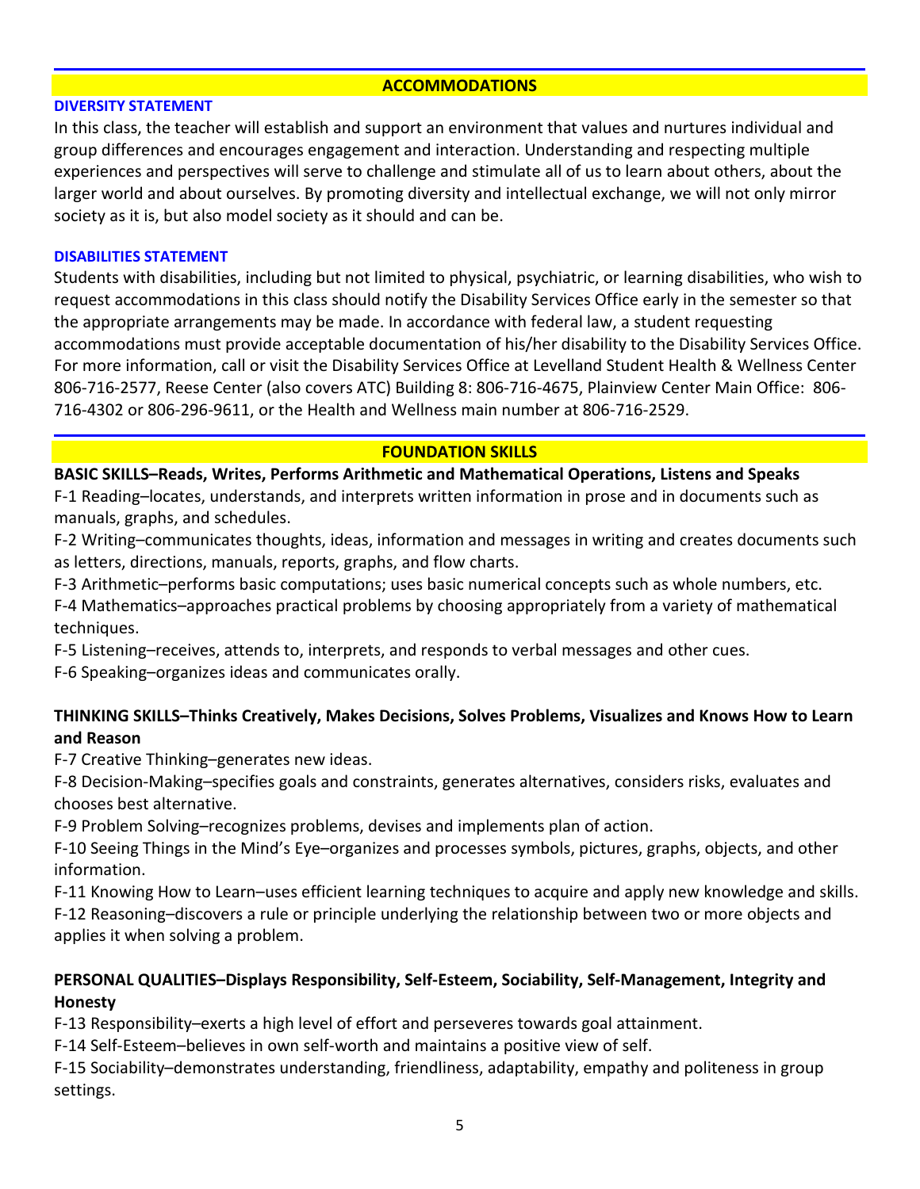## ACCOMMODATIONS

### DIVERSITY STATEMENT

In this class, the teacher will establish and support an environment that values and nurtures individual and group differences and encourages engagement and interaction. Understanding and respecting multiple experiences and perspectives will serve to challenge and stimulate all of us to learn about others, about the larger world and about ourselves. By promoting diversity and intellectual exchange, we will not only mirror society as it is, but also model society as it should and can be.

### DISABILITIES STATEMENT

Students with disabilities, including but not limited to physical, psychiatric, or learning disabilities, who wish to request accommodations in this class should notify the Disability Services Office early in the semester so that the appropriate arrangements may be made. In accordance with federal law, a student requesting accommodations must provide acceptable documentation of his/her disability to the Disability Services Office. For more information, call or visit the Disability Services Office at Levelland Student Health & Wellness Center 806-716-2577, Reese Center (also covers ATC) Building 8: 806-716-4675, Plainview Center Main Office: 806-716-4302 or 806-296-9611, or the Health and Wellness main number at 806-716-2529.

## FOUNDATION SKILLS

**BASIC SKILLS–Reads, Writes, Performs Arithmetic and Mathematical Operations, Listens and Speaks**

F-1 Reading–locates, understands, and interprets written information in prose and in documents such as manuals, graphs, and schedules.

F-2 Writing–communicates thoughts, ideas, information and messages in writing and creates documents such as letters, directions, manuals, reports, graphs, and flow charts.

F-3 Arithmetic–performs basic computations; uses basic numerical concepts such as whole numbers, etc.

F-4 Mathematics–approaches practical problems by choosing appropriately from a variety of mathematical techniques.

F-5 Listening–receives, attends to, interprets, and responds to verbal messages and other cues.

F-6 Speaking–organizes ideas and communicates orally.

**THINKING SKILLS–Thinks Creatively, Makes Decisions, Solves Problems, Visualizes and Knows How to Learn and Reason**

F-7 Creative Thinking–generates new ideas.

F-8 Decision-Making–specifies goals and constraints, generates alternatives, considers risks, evaluates and chooses best alternative.

F-9 Problem Solving–recognizes problems, devises and implements plan of action.

F-10 Seeing Things in the Mind's Eye–organizes and processes symbols, pictures, graphs, objects, and other information.

F-11 Knowing How to Learn–uses efficient learning techniques to acquire and apply new knowledge and skills.

F-12 Reasoning–discovers a rule or principle underlying the relationship between two or more objects and applies it when solving a problem.

**PERSONAL QUALITIES–Displays Responsibility, Self-Esteem, Sociability, Self-Management, Integrity and Honesty**

F-13 Responsibility–exerts a high level of effort and perseveres towards goal attainment.

F-14 Self-Esteem–believes in own self-worth and maintains a positive view of self.

F-15 Sociability–demonstrates understanding, friendliness, adaptability, empathy and politeness in group settings.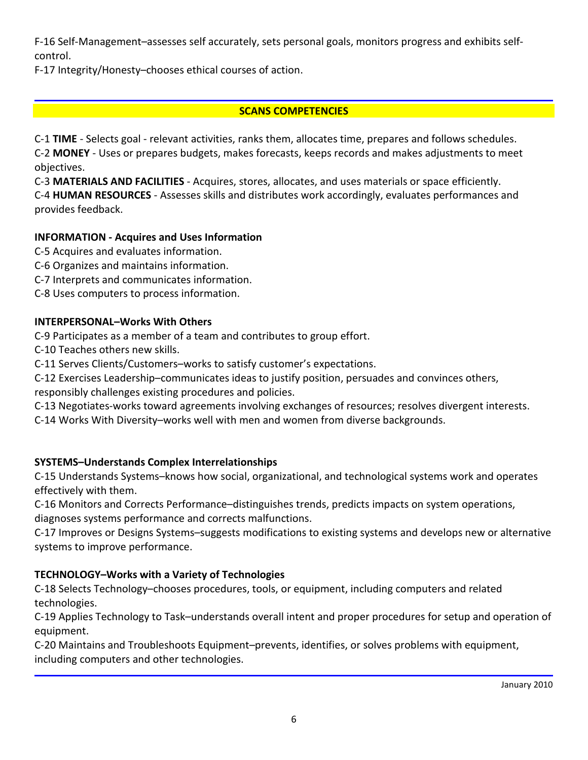F-16 Self-Management–assesses self accurately, sets personal goals, monitors progress and exhibits self-control.

F-17 Integrity/Honesty–chooses ethical courses of action.

## SCANS COMPETENCIES

C-1 **TIME** - Selects goal - relevant activities, ranks them, allocates time, prepares and follows schedules.

C-2 **MONEY** - Uses or prepares budgets, makes forecasts, keeps records and makes adjustments to meet objectives.

C-3 **MATERIALS AND FACILITIES** - Acquires, stores, allocates, and uses materials or space efficiently.

C-4 **HUMAN RESOURCES** - Assesses skills and distributes work accordingly, evaluates performances and provides feedback.

**INFORMATION - Acquires and Uses Information**

C-5 Acquires and evaluates information.

C-6 Organizes and maintains information.

C-7 Interprets and communicates information.

C-8 Uses computers to process information.

**INTERPERSONAL–Works With Others**

C-9 Participates as a member of a team and contributes to group effort.

C-10 Teaches others new skills.

C-11 Serves Clients/Customers–works to satisfy customer's expectations.

C-12 Exercises Leadership–communicates ideas to justify position, persuades and convinces others, responsibly challenges existing procedures and policies.

C-13 Negotiates-works toward agreements involving exchanges of resources; resolves divergent interests.

C-14 Works With Diversity–works well with men and women from diverse backgrounds.

**SYSTEMS–Understands Complex Interrelationships**

C-15 Understands Systems–knows how social, organizational, and technological systems work and operates effectively with them.

C-16 Monitors and Corrects Performance–distinguishes trends, predicts impacts on system operations, diagnoses systems performance and corrects malfunctions.

C-17 Improves or Designs Systems–suggests modifications to existing systems and develops new or alternative systems to improve performance.

**TECHNOLOGY–Works with a Variety of Technologies**

C-18 Selects Technology–chooses procedures, tools, or equipment, including computers and related technologies.

C-19 Applies Technology to Task–understands overall intent and proper procedures for setup and operation of equipment.

C-20 Maintains and Troubleshoots Equipment–prevents, identifies, or solves problems with equipment, including computers and other technologies.

January 2010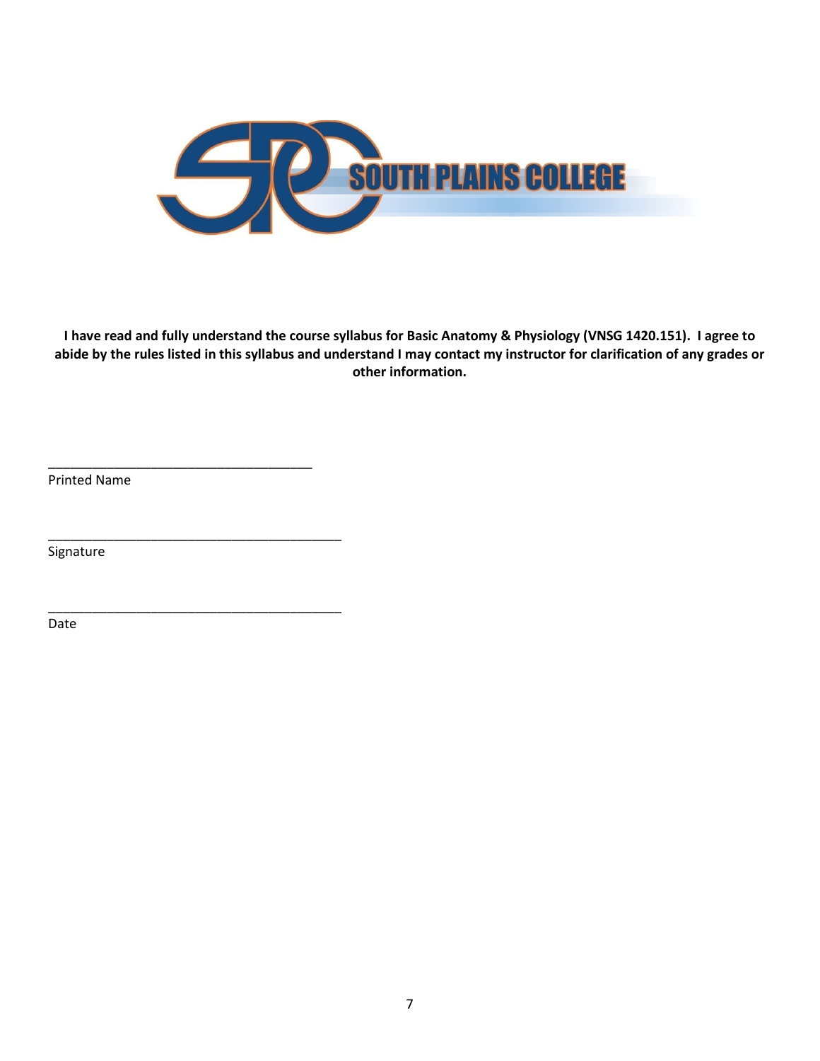**I have read and fully understand the course syllabus for Basic Anatomy & Physiology (VNSG 1420.151). I agree to abide by the rules listed in this syllabus and understand I may contact my instructor for clarification of any grades or other information.**

____________________________________
Printed Name

________________________________________
Signature

________________________________________
Date